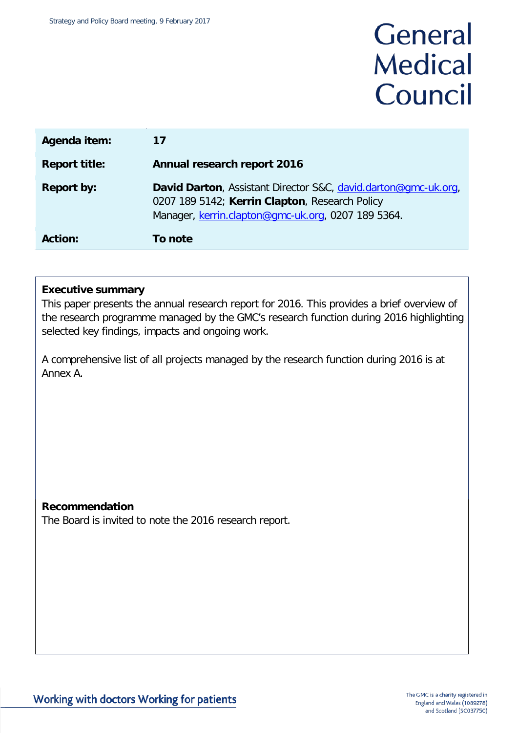# General Medical Council

| | |
|---|---|
| **Agenda item:** | **17** |
| **Report title:** | **Annual research report 2016** |
| **Report by:** | **David Darton**, Assistant Director S&C, david.darton@gmc-uk.org, 0207 189 5142; **Kerrin Clapton**, Research Policy Manager, kerrin.clapton@gmc-uk.org, 0207 189 5364. |
| **Action:** | **To note** |

**Executive summary**

This paper presents the annual research report for 2016. This provides a brief overview of the research programme managed by the GMC's research function during 2016 highlighting selected key findings, impacts and ongoing work.

A comprehensive list of all projects managed by the research function during 2016 is at Annex A.

**Recommendation**

The Board is invited to note the 2016 research report.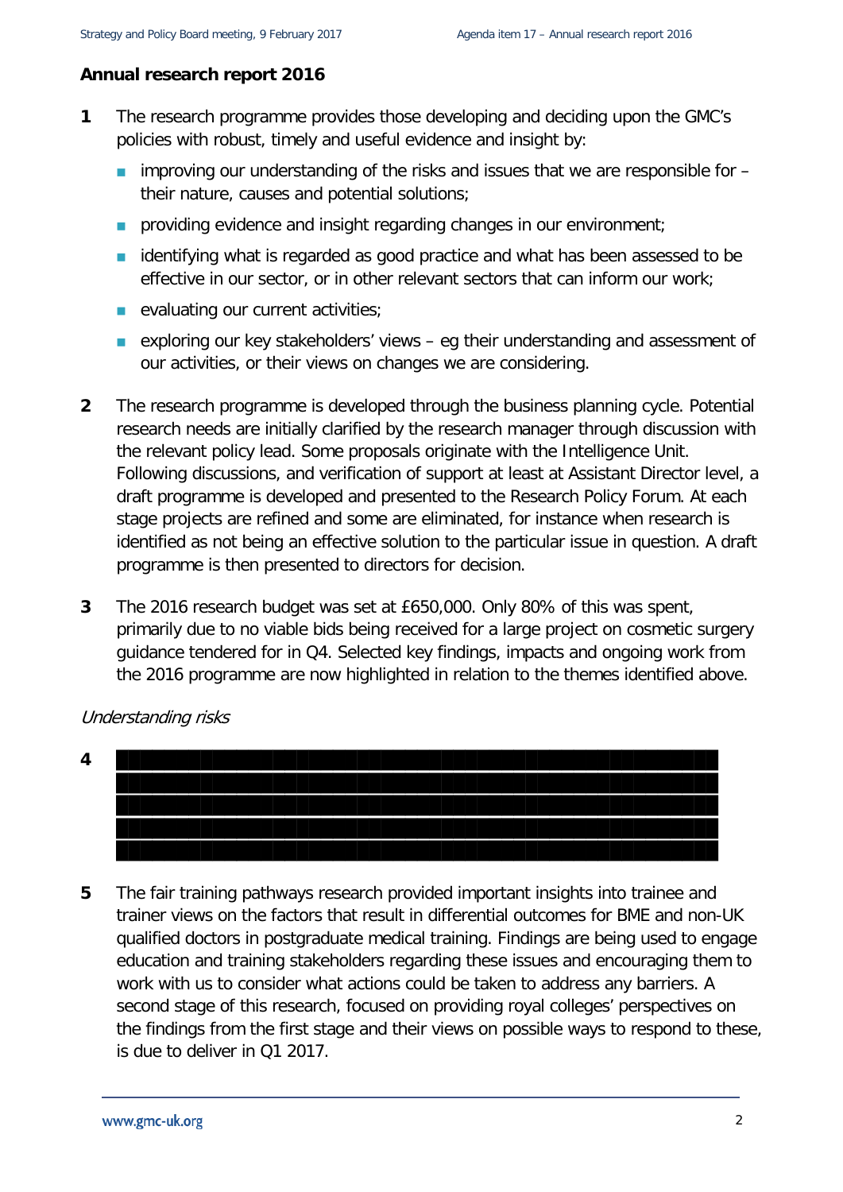**Annual research report 2016**

**1** The research programme provides those developing and deciding upon the GMC's policies with robust, timely and useful evidence and insight by:

- improving our understanding of the risks and issues that we are responsible for – their nature, causes and potential solutions;
- providing evidence and insight regarding changes in our environment;
- identifying what is regarded as good practice and what has been assessed to be effective in our sector, or in other relevant sectors that can inform our work;
- evaluating our current activities;
- exploring our key stakeholders' views – eg their understanding and assessment of our activities, or their views on changes we are considering.

**2** The research programme is developed through the business planning cycle. Potential research needs are initially clarified by the research manager through discussion with the relevant policy lead. Some proposals originate with the Intelligence Unit. Following discussions, and verification of support at least at Assistant Director level, a draft programme is developed and presented to the Research Policy Forum. At each stage projects are refined and some are eliminated, for instance when research is identified as not being an effective solution to the particular issue in question. A draft programme is then presented to directors for decision.

**3** The 2016 research budget was set at £650,000. Only 80% of this was spent, primarily due to no viable bids being received for a large project on cosmetic surgery guidance tendered for in Q4. Selected key findings, impacts and ongoing work from the 2016 programme are now highlighted in relation to the themes identified above.

*Understanding risks*

**4** [Redacted]

**5** The fair training pathways research provided important insights into trainee and trainer views on the factors that result in differential outcomes for BME and non-UK qualified doctors in postgraduate medical training. Findings are being used to engage education and training stakeholders regarding these issues and encouraging them to work with us to consider what actions could be taken to address any barriers. A second stage of this research, focused on providing royal colleges' perspectives on the findings from the first stage and their views on possible ways to respond to these, is due to deliver in Q1 2017.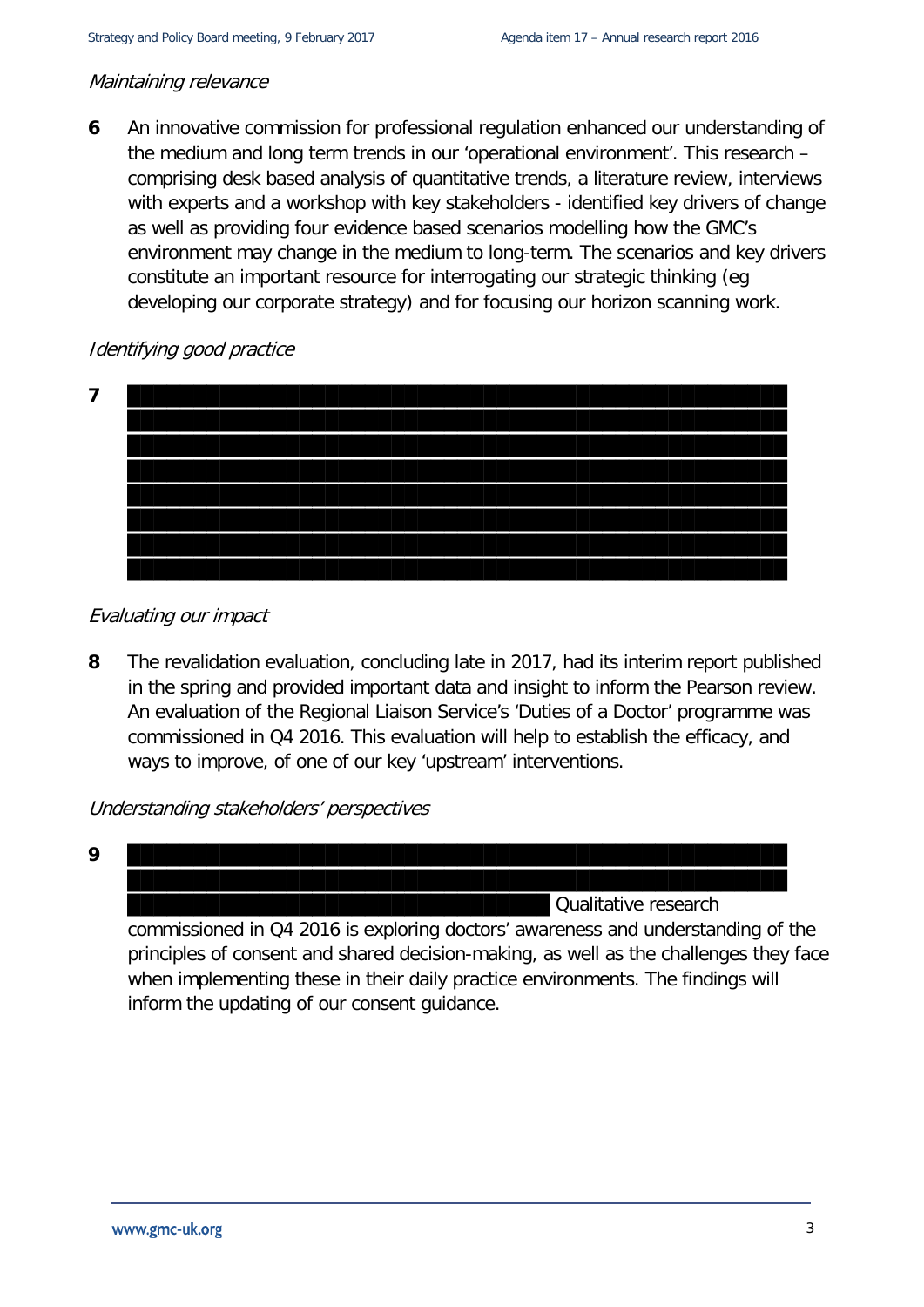*Maintaining relevance*

**6** An innovative commission for professional regulation enhanced our understanding of the medium and long term trends in our 'operational environment'. This research – comprising desk based analysis of quantitative trends, a literature review, interviews with experts and a workshop with key stakeholders - identified key drivers of change as well as providing four evidence based scenarios modelling how the GMC's environment may change in the medium to long-term. The scenarios and key drivers constitute an important resource for interrogating our strategic thinking (eg developing our corporate strategy) and for focusing our horizon scanning work.

*Identifying good practice*

**7**

*Evaluating our impact*

**8** The revalidation evaluation, concluding late in 2017, had its interim report published in the spring and provided important data and insight to inform the Pearson review. An evaluation of the Regional Liaison Service's 'Duties of a Doctor' programme was commissioned in Q4 2016. This evaluation will help to establish the efficacy, and ways to improve, of one of our key 'upstream' interventions.

*Understanding stakeholders' perspectives*

**9** Qualitative research commissioned in Q4 2016 is exploring doctors' awareness and understanding of the principles of consent and shared decision-making, as well as the challenges they face when implementing these in their daily practice environments. The findings will inform the updating of our consent guidance.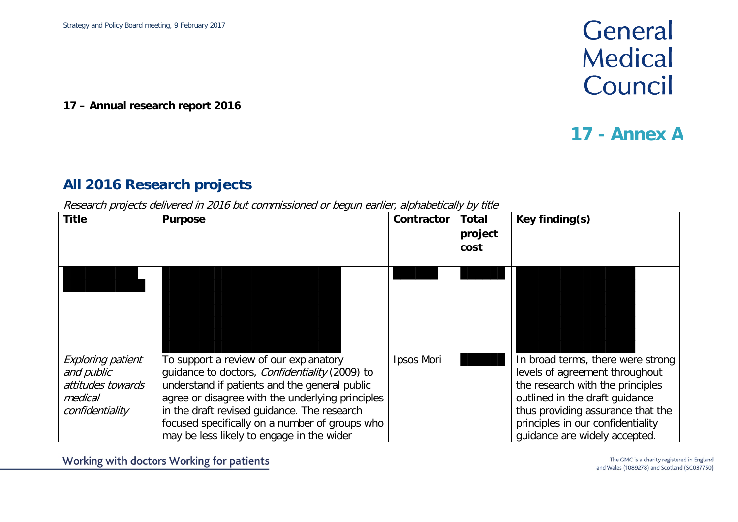17 – Annual research report 2016

# 17 - Annex A

## All 2016 Research projects

*Research projects delivered in 2016 but commissioned or begun earlier, alphabetically by title*

| Title | Purpose | Contractor | Total project cost | Key finding(s) |
|---|---|---|---|---|
| | | | | |
| *Exploring patient and public attitudes towards medical confidentiality* | To support a review of our explanatory guidance to doctors, *Confidentiality* (2009) to understand if patients and the general public agree or disagree with the underlying principles in the draft revised guidance. The research focused specifically on a number of groups who may be less likely to engage in the wider | Ipsos Mori | | In broad terms, there were strong levels of agreement throughout the research with the principles outlined in the draft guidance thus providing assurance that the principles in our confidentiality guidance are widely accepted. |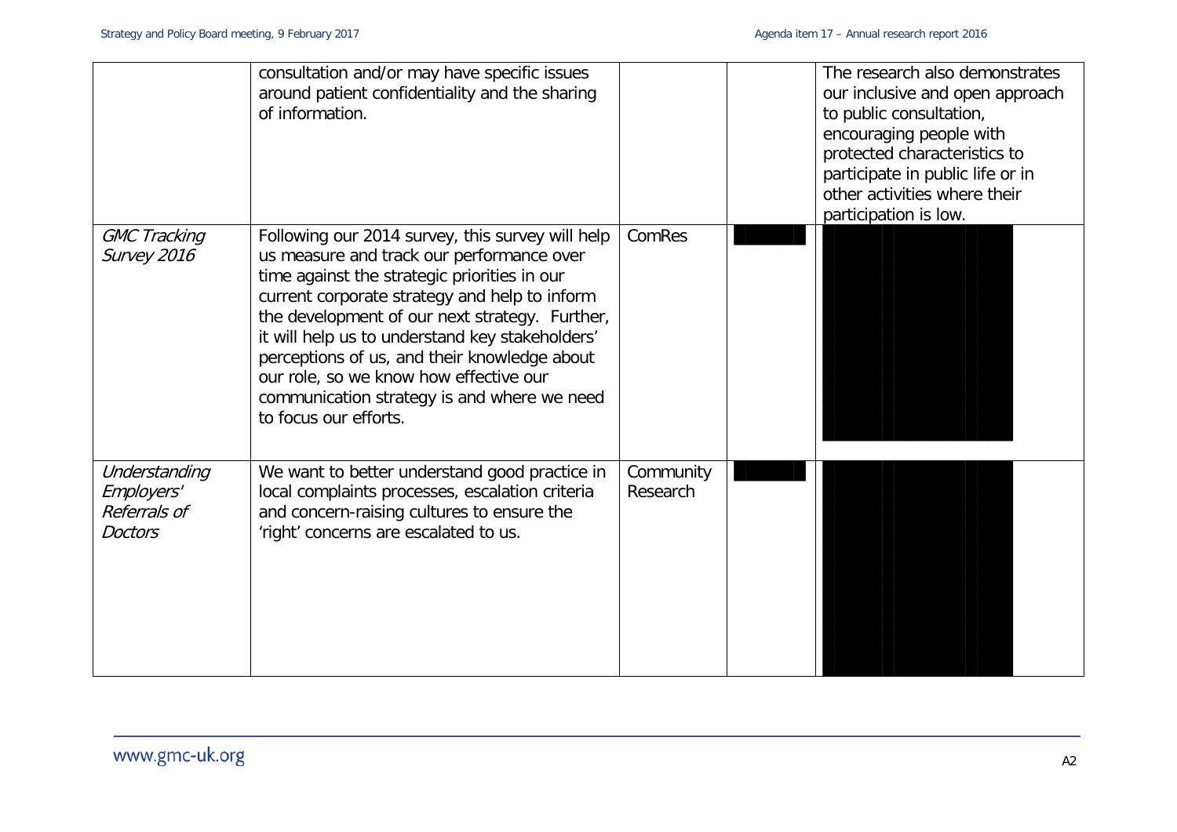| | | | | |
|---|---|---|---|---|
| | consultation and/or may have specific issues around patient confidentiality and the sharing of information. | | | The research also demonstrates our inclusive and open approach to public consultation, encouraging people with protected characteristics to participate in public life or in other activities where their participation is low. |
| *GMC Tracking Survey 2016* | Following our 2014 survey, this survey will help us measure and track our performance over time against the strategic priorities in our current corporate strategy and help to inform the development of our next strategy. Further, it will help us to understand key stakeholders' perceptions of us, and their knowledge about our role, so we know how effective our communication strategy is and where we need to focus our efforts. | ComRes | | |
| *Understanding Employers' Referrals of Doctors* | We want to better understand good practice in local complaints processes, escalation criteria and concern-raising cultures to ensure the 'right' concerns are escalated to us. | Community Research | | |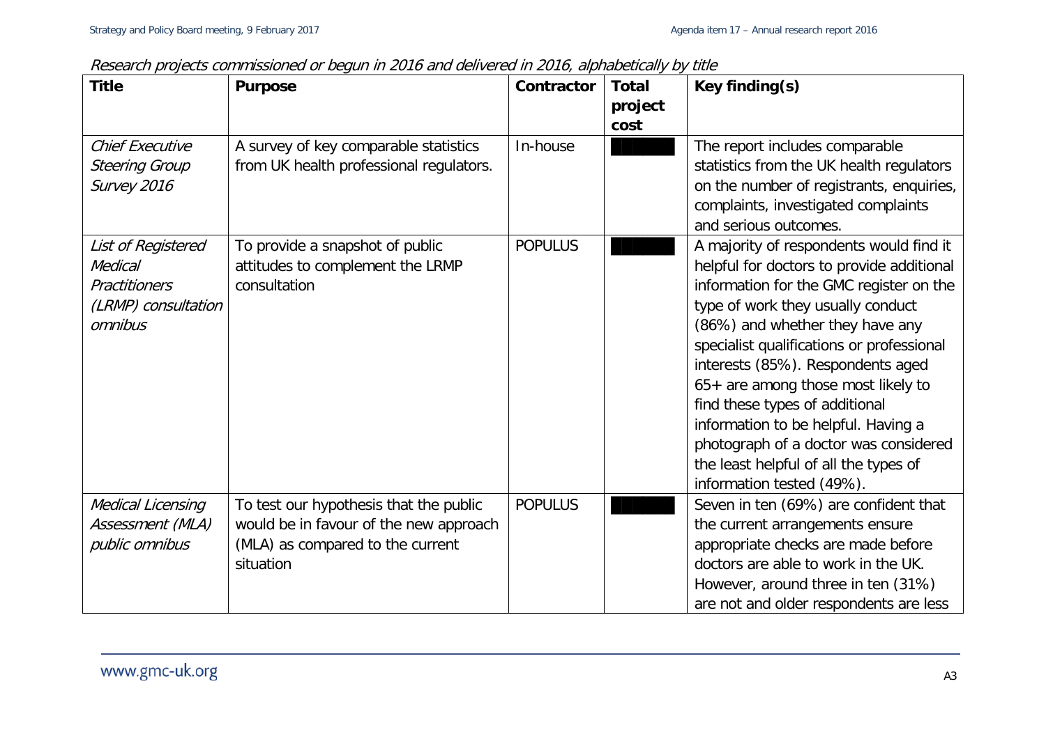*Research projects commissioned or begun in 2016 and delivered in 2016, alphabetically by title*

| Title | Purpose | Contractor | Total project cost | Key finding(s) |
|---|---|---|---|---|
| *Chief Executive Steering Group Survey 2016* | A survey of key comparable statistics from UK health professional regulators. | In-house | ██████ | The report includes comparable statistics from the UK health regulators on the number of registrants, enquiries, complaints, investigated complaints and serious outcomes. |
| *List of Registered Medical Practitioners (LRMP) consultation omnibus* | To provide a snapshot of public attitudes to complement the LRMP consultation | POPULUS | ██████ | A majority of respondents would find it helpful for doctors to provide additional information for the GMC register on the type of work they usually conduct (86%) and whether they have any specialist qualifications or professional interests (85%). Respondents aged 65+ are among those most likely to find these types of additional information to be helpful. Having a photograph of a doctor was considered the least helpful of all the types of information tested (49%). |
| *Medical Licensing Assessment (MLA) public omnibus* | To test our hypothesis that the public would be in favour of the new approach (MLA) as compared to the current situation | POPULUS | ██████ | Seven in ten (69%) are confident that the current arrangements ensure appropriate checks are made before doctors are able to work in the UK. However, around three in ten (31%) are not and older respondents are less |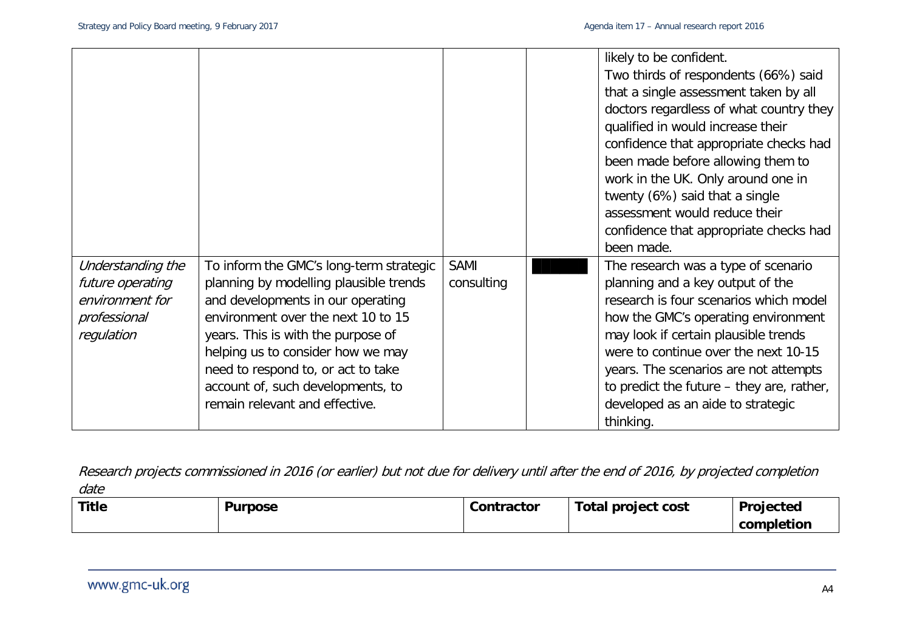| | | | | likely to be confident.<br>Two thirds of respondents (66%) said that a single assessment taken by all doctors regardless of what country they qualified in would increase their confidence that appropriate checks had been made before allowing them to work in the UK. Only around one in twenty (6%) said that a single assessment would reduce their confidence that appropriate checks had been made. |
|---|---|---|---|---|
| *Understanding the future operating environment for professional regulation* | To inform the GMC's long-term strategic planning by modelling plausible trends and developments in our operating environment over the next 10 to 15 years. This is with the purpose of helping us to consider how we may need to respond to, or act to take account of, such developments, to remain relevant and effective. | SAMI consulting | | The research was a type of scenario planning and a key output of the research is four scenarios which model how the GMC's operating environment may look if certain plausible trends were to continue over the next 10-15 years. The scenarios are not attempts to predict the future – they are, rather, developed as an aide to strategic thinking. |

*Research projects commissioned in 2016 (or earlier) but not due for delivery until after the end of 2016, by projected completion date*

| Title | Purpose | Contractor | Total project cost | Projected completion |
|---|---|---|---|---|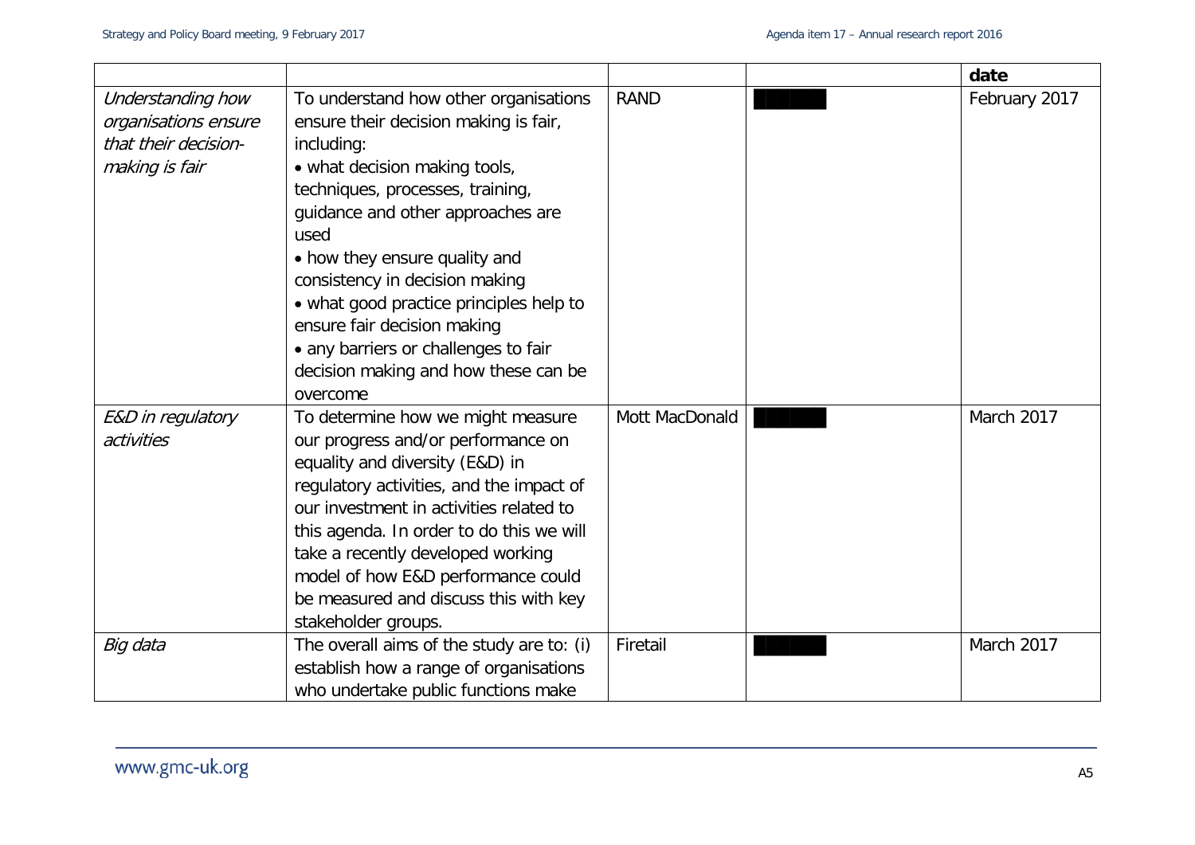| | | | | date |
|---|---|---|---|---|
| *Understanding how organisations ensure that their decision-making is fair* | To understand how other organisations ensure their decision making is fair, including:<br>• what decision making tools, techniques, processes, training, guidance and other approaches are used<br>• how they ensure quality and consistency in decision making<br>• what good practice principles help to ensure fair decision making<br>• any barriers or challenges to fair decision making and how these can be overcome | RAND | ████ | February 2017 |
| *E&D in regulatory activities* | To determine how we might measure our progress and/or performance on equality and diversity (E&D) in regulatory activities, and the impact of our investment in activities related to this agenda. In order to do this we will take a recently developed working model of how E&D performance could be measured and discuss this with key stakeholder groups. | Mott MacDonald | ████ | March 2017 |
| *Big data* | The overall aims of the study are to: (i) establish how a range of organisations who undertake public functions make | Firetail | ████ | March 2017 |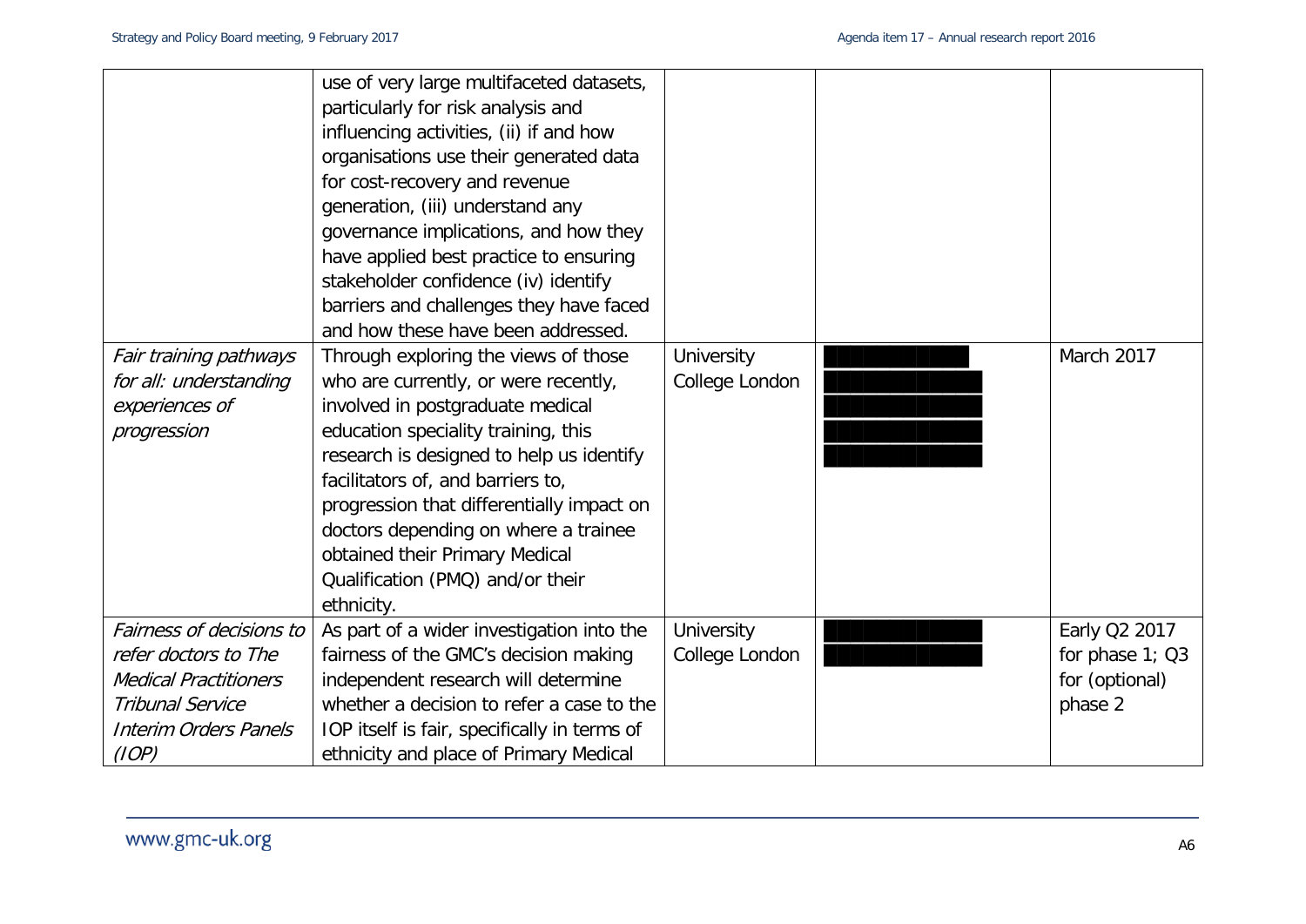| | | | | |
|---|---|---|---|---|
| | use of very large multifaceted datasets, particularly for risk analysis and influencing activities, (ii) if and how organisations use their generated data for cost-recovery and revenue generation, (iii) understand any governance implications, and how they have applied best practice to ensuring stakeholder confidence (iv) identify barriers and challenges they have faced and how these have been addressed. | | | |
| *Fair training pathways for all: understanding experiences of progression* | Through exploring the views of those who are currently, or were recently, involved in postgraduate medical education speciality training, this research is designed to help us identify facilitators of, and barriers to, progression that differentially impact on doctors depending on where a trainee obtained their Primary Medical Qualification (PMQ) and/or their ethnicity. | University College London | █████ | March 2017 |
| *Fairness of decisions to refer doctors to The Medical Practitioners Tribunal Service Interim Orders Panels (IOP)* | As part of a wider investigation into the fairness of the GMC's decision making independent research will determine whether a decision to refer a case to the IOP itself is fair, specifically in terms of ethnicity and place of Primary Medical | University College London | █████ | Early Q2 2017 for phase 1; Q3 for (optional) phase 2 |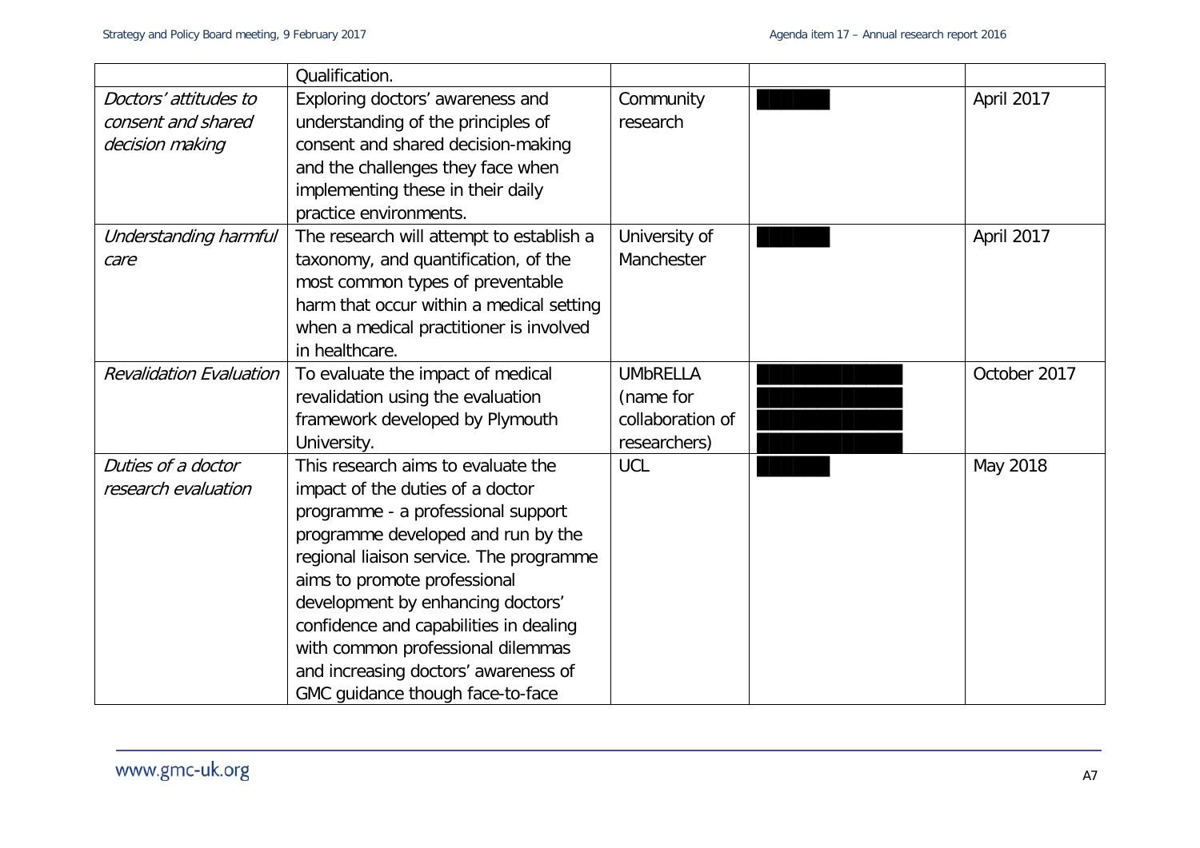| | | | | |
|---|---|---|---|---|
| | Qualification. | | | |
| *Doctors' attitudes to consent and shared decision making* | Exploring doctors' awareness and understanding of the principles of consent and shared decision-making and the challenges they face when implementing these in their daily practice environments. | Community research | █████ | April 2017 |
| *Understanding harmful care* | The research will attempt to establish a taxonomy, and quantification, of the most common types of preventable harm that occur within a medical setting when a medical practitioner is involved in healthcare. | University of Manchester | █████ | April 2017 |
| *Revalidation Evaluation* | To evaluate the impact of medical revalidation using the evaluation framework developed by Plymouth University. | UMbRELLA (name for collaboration of researchers) | ██████████ | October 2017 |
| *Duties of a doctor research evaluation* | This research aims to evaluate the impact of the duties of a doctor programme - a professional support programme developed and run by the regional liaison service. The programme aims to promote professional development by enhancing doctors' confidence and capabilities in dealing with common professional dilemmas and increasing doctors' awareness of GMC guidance though face-to-face | UCL | █████ | May 2018 |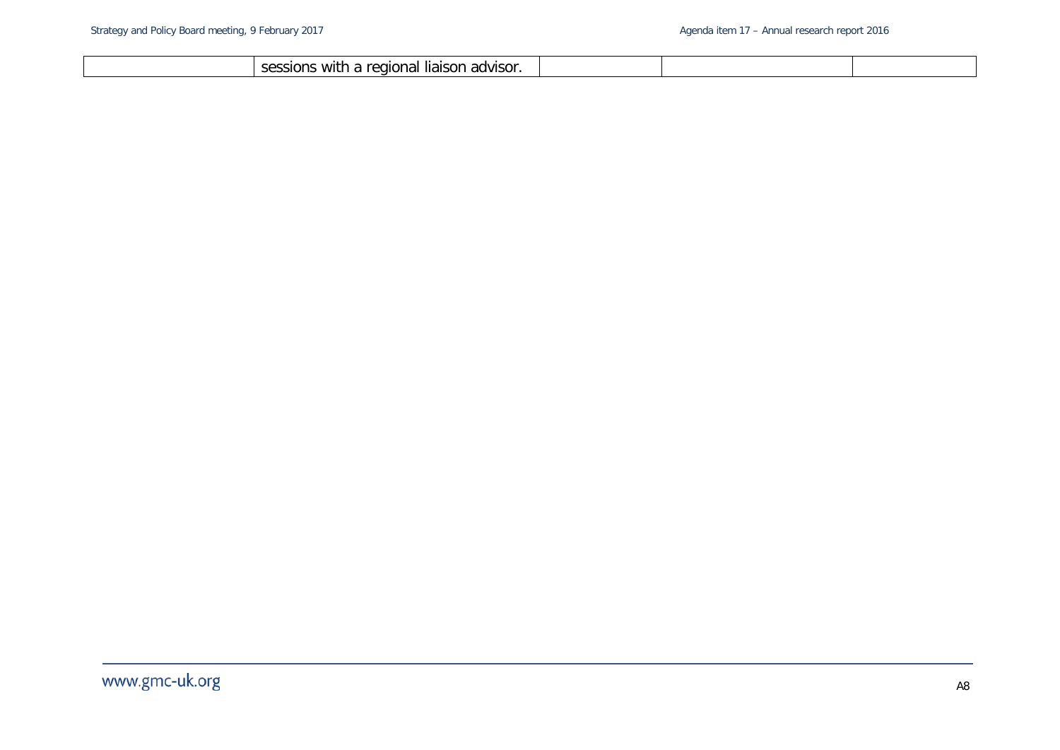| | | | | |
|---|---|---|---|---|
| | sessions with a regional liaison advisor. | | | |